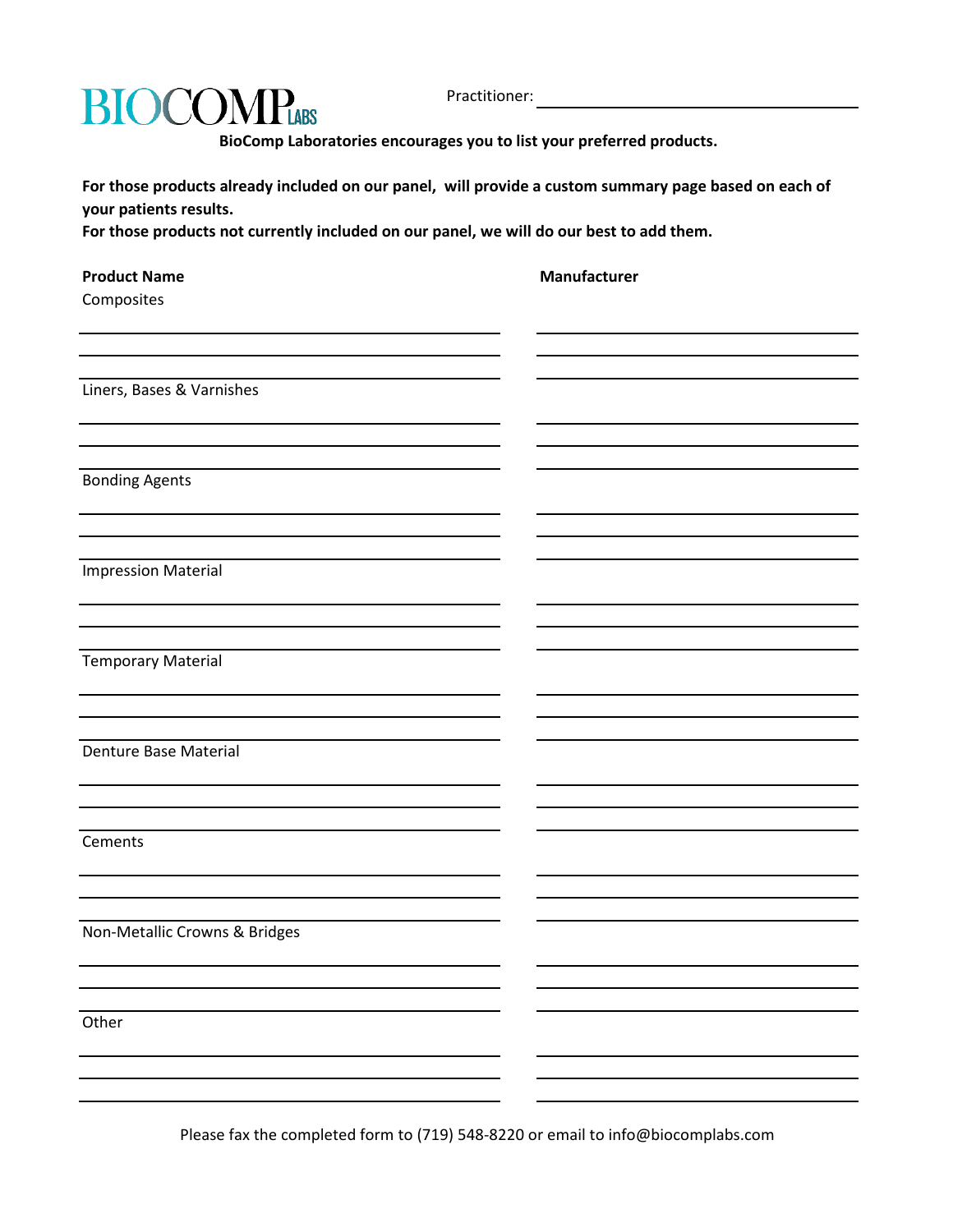# BIOCOMP LABS

Practitioner: ______________________________

**BioComp Laboratories encourages you to list your preferred products.**

**For those products already included on our panel, will provide a custom summary page based on each of your patients results.**
**For those products not currently included on our panel, we will do our best to add them.**

| **Product Name** | **Manufacturer** |
| --- | --- |
| Composites | |
| | |
| | |
| | |
| Liners, Bases & Varnishes | |
| | |
| | |
| | |
| Bonding Agents | |
| | |
| | |
| | |
| Impression Material | |
| | |
| | |
| | |
| Temporary Material | |
| | |
| | |
| | |
| Denture Base Material | |
| | |
| | |
| | |
| Cements | |
| | |
| | |
| | |
| Non-Metallic Crowns & Bridges | |
| | |
| | |
| | |
| Other | |
| | |
| | |
| | |

Please fax the completed form to (719) 548-8220 or email to info@biocomplabs.com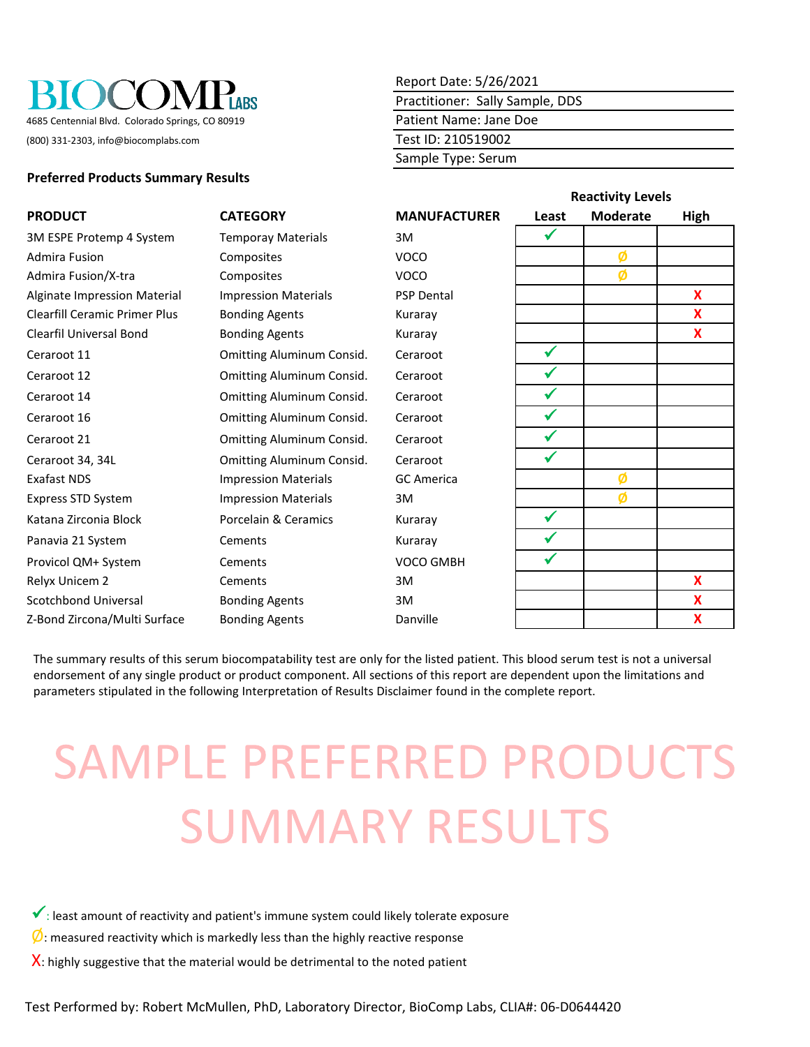BIOCOMP LABS

4685 Centennial Blvd. Colorado Springs, CO 80919

(800) 331-2303, info@biocomplabs.com

| |
|---|
| Report Date: 5/26/2021 |
| Practitioner: Sally Sample, DDS |
| Patient Name: Jane Doe |
| Test ID: 210519002 |
| Sample Type: Serum |

**Preferred Products Summary Results**

| | | | Reactivity Levels | | |
|---|---|---|---|---|---|
| **PRODUCT** | **CATEGORY** | **MANUFACTURER** | **Least** | **Moderate** | **High** |
| 3M ESPE Protemp 4 System | Temporay Materials | 3M | ✓ | | |
| Admira Fusion | Composites | VOCO | | Ø | |
| Admira Fusion/X-tra | Composites | VOCO | | Ø | |
| Alginate Impression Material | Impression Materials | PSP Dental | | | X |
| Clearfill Ceramic Primer Plus | Bonding Agents | Kuraray | | | X |
| Clearfil Universal Bond | Bonding Agents | Kuraray | | | X |
| Ceraroot 11 | Omitting Aluminum Consid. | Ceraroot | ✓ | | |
| Ceraroot 12 | Omitting Aluminum Consid. | Ceraroot | ✓ | | |
| Ceraroot 14 | Omitting Aluminum Consid. | Ceraroot | ✓ | | |
| Ceraroot 16 | Omitting Aluminum Consid. | Ceraroot | ✓ | | |
| Ceraroot 21 | Omitting Aluminum Consid. | Ceraroot | ✓ | | |
| Ceraroot 34, 34L | Omitting Aluminum Consid. | Ceraroot | ✓ | | |
| Exafast NDS | Impression Materials | GC America | | Ø | |
| Express STD System | Impression Materials | 3M | | Ø | |
| Katana Zirconia Block | Porcelain & Ceramics | Kuraray | ✓ | | |
| Panavia 21 System | Cements | Kuraray | ✓ | | |
| Provicol QM+ System | Cements | VOCO GMBH | ✓ | | |
| Relyx Unicem 2 | Cements | 3M | | | X |
| Scotchbond Universal | Bonding Agents | 3M | | | X |
| Z-Bond Zircona/Multi Surface | Bonding Agents | Danville | | | X |

The summary results of this serum biocompatability test are only for the listed patient. This blood serum test is not a universal endorsement of any single product or product component. All sections of this report are dependent upon the limitations and parameters stipulated in the following Interpretation of Results Disclaimer found in the complete report.

SAMPLE PREFERRED PRODUCTS SUMMARY RESULTS

✓: least amount of reactivity and patient's immune system could likely tolerate exposure

Ø: measured reactivity which is markedly less than the highly reactive response

X: highly suggestive that the material would be detrimental to the noted patient

Test Performed by: Robert McMullen, PhD, Laboratory Director, BioComp Labs, CLIA#: 06-D0644420